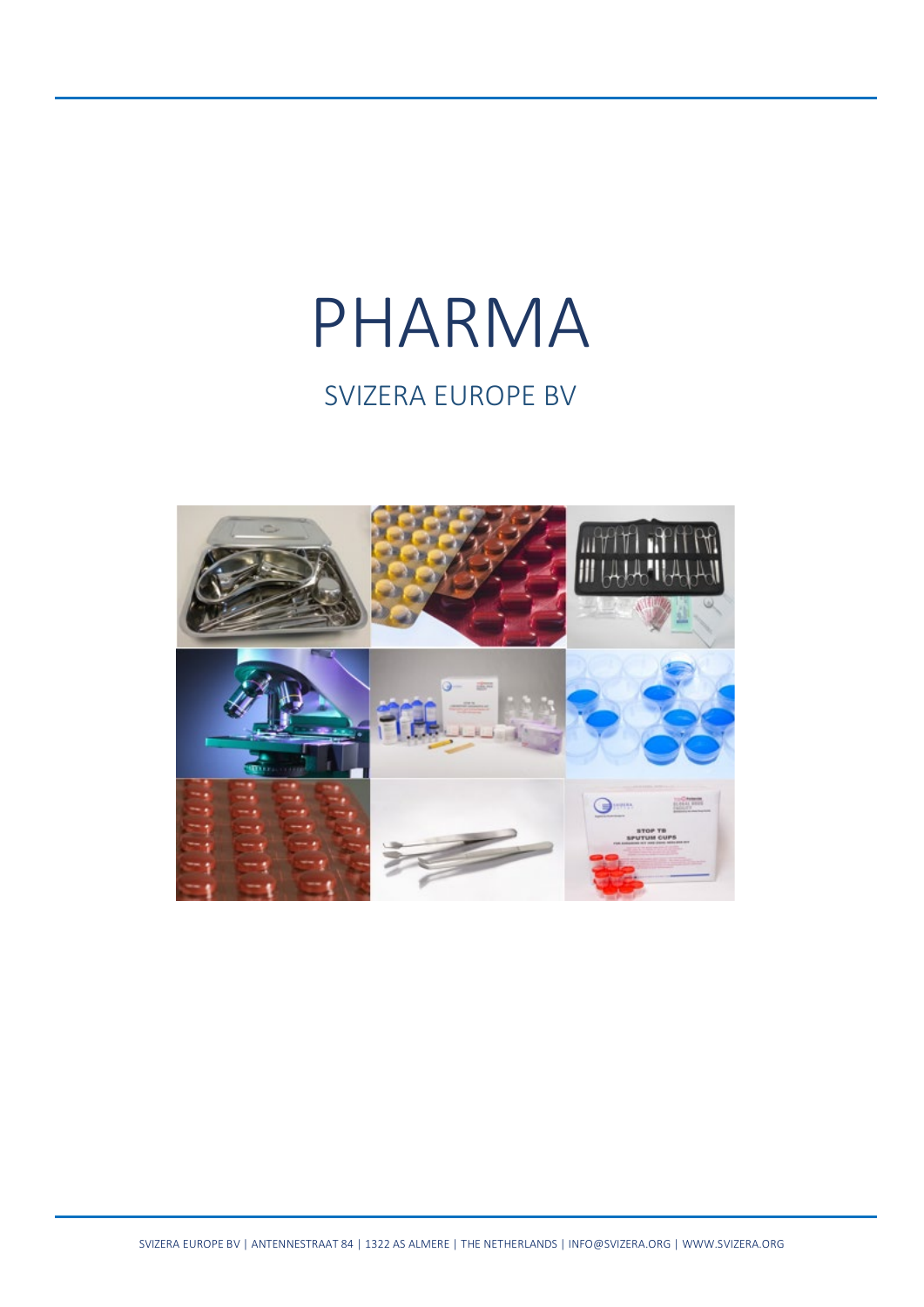# PHARMA

## SVIZERA EUROPE BV

SVIZERA EUROPE BV | ANTENNESTRAAT 84 | 1322 AS ALMERE | THE NETHERLANDS | INFO@SVIZERA.ORG | WWW.SVIZERA.ORG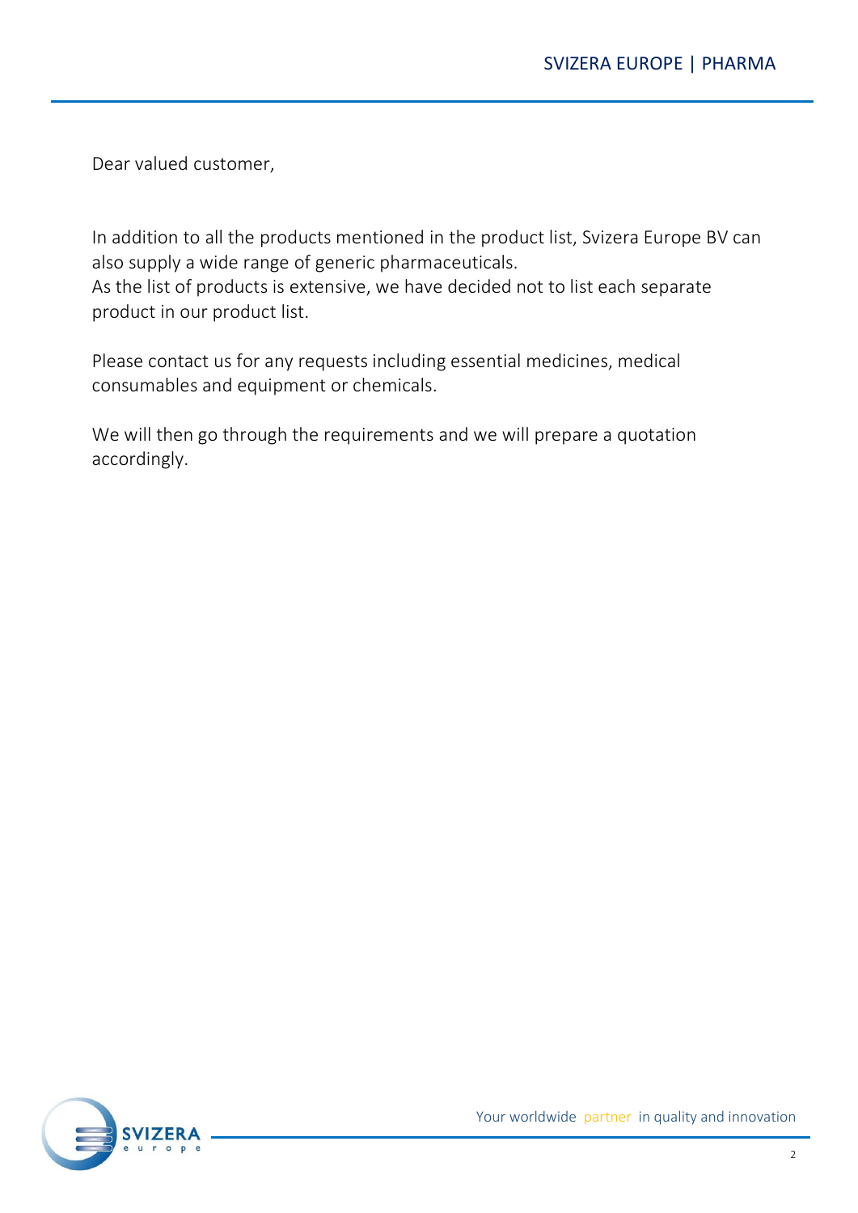Dear valued customer,

In addition to all the products mentioned in the product list, Svizera Europe BV can also supply a wide range of generic pharmaceuticals.
As the list of products is extensive, we have decided not to list each separate product in our product list.

Please contact us for any requests including essential medicines, medical consumables and equipment or chemicals.

We will then go through the requirements and we will prepare a quotation accordingly.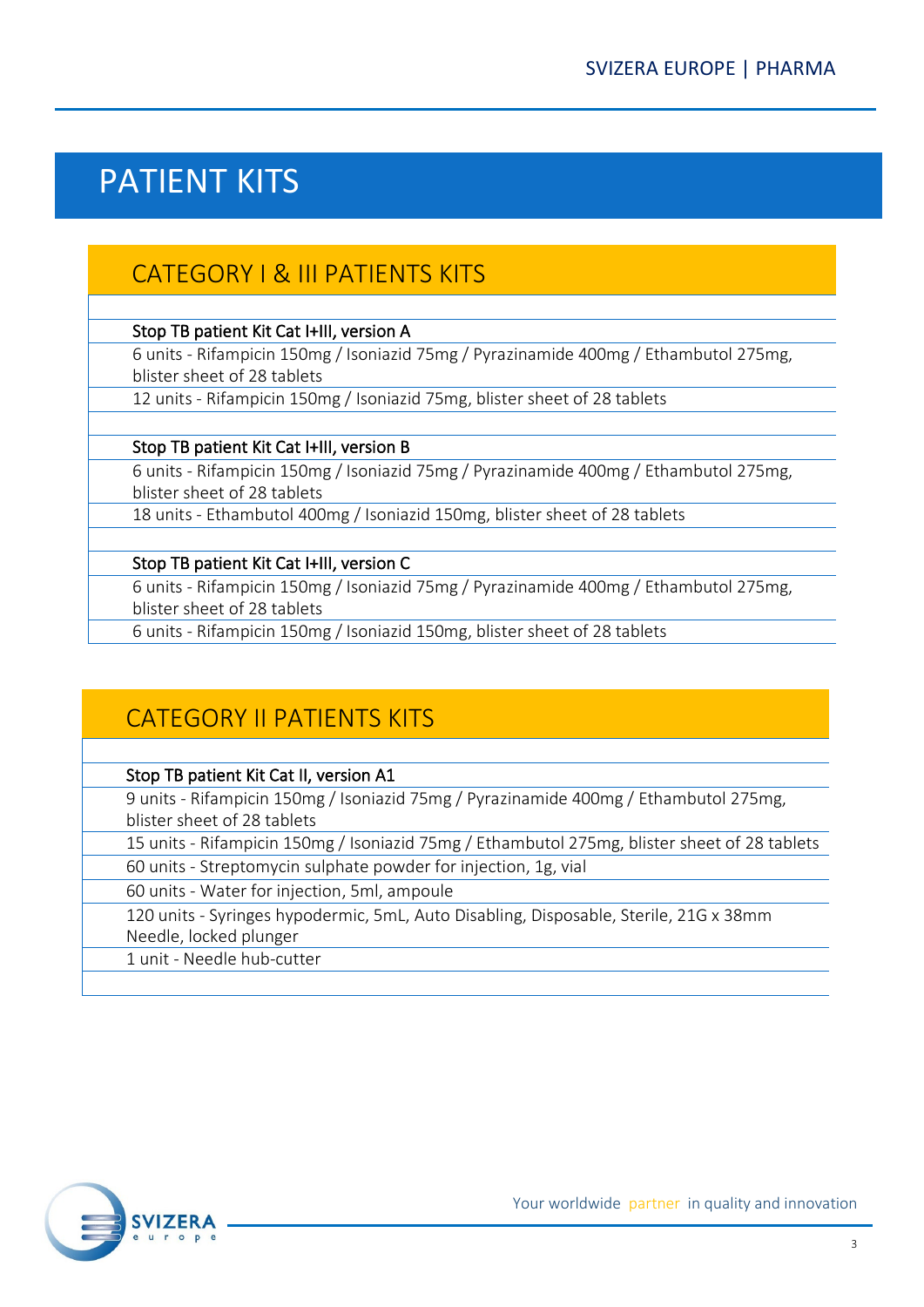# PATIENT KITS

## CATEGORY I & III PATIENTS KITS

**Stop TB patient Kit Cat I+III, version A**

- 6 units - Rifampicin 150mg / Isoniazid 75mg / Pyrazinamide 400mg / Ethambutol 275mg, blister sheet of 28 tablets
- 12 units - Rifampicin 150mg / Isoniazid 75mg, blister sheet of 28 tablets

**Stop TB patient Kit Cat I+III, version B**

- 6 units - Rifampicin 150mg / Isoniazid 75mg / Pyrazinamide 400mg / Ethambutol 275mg, blister sheet of 28 tablets
- 18 units - Ethambutol 400mg / Isoniazid 150mg, blister sheet of 28 tablets

**Stop TB patient Kit Cat I+III, version C**

- 6 units - Rifampicin 150mg / Isoniazid 75mg / Pyrazinamide 400mg / Ethambutol 275mg, blister sheet of 28 tablets
- 6 units - Rifampicin 150mg / Isoniazid 150mg, blister sheet of 28 tablets

## CATEGORY II PATIENTS KITS

**Stop TB patient Kit Cat II, version A1**

- 9 units - Rifampicin 150mg / Isoniazid 75mg / Pyrazinamide 400mg / Ethambutol 275mg, blister sheet of 28 tablets
- 15 units - Rifampicin 150mg / Isoniazid 75mg / Ethambutol 275mg, blister sheet of 28 tablets
- 60 units - Streptomycin sulphate powder for injection, 1g, vial
- 60 units - Water for injection, 5ml, ampoule
- 120 units - Syringes hypodermic, 5mL, Auto Disabling, Disposable, Sterile, 21G x 38mm Needle, locked plunger
- 1 unit - Needle hub-cutter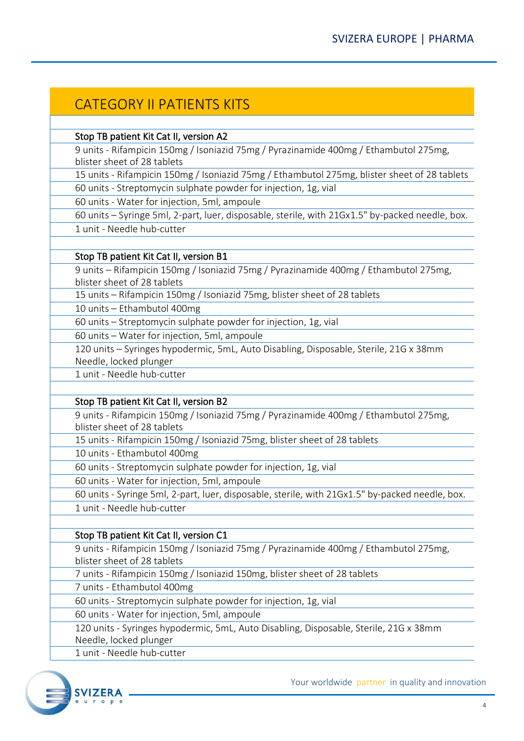## CATEGORY II PATIENTS KITS

**Stop TB patient Kit Cat II, version A2**

- 9 units - Rifampicin 150mg / Isoniazid 75mg / Pyrazinamide 400mg / Ethambutol 275mg, blister sheet of 28 tablets
- 15 units - Rifampicin 150mg / Isoniazid 75mg / Ethambutol 275mg, blister sheet of 28 tablets
- 60 units - Streptomycin sulphate powder for injection, 1g, vial
- 60 units - Water for injection, 5ml, ampoule
- 60 units – Syringe 5ml, 2-part, luer, disposable, sterile, with 21Gx1.5" by-packed needle, box.
- 1 unit - Needle hub-cutter

**Stop TB patient Kit Cat II, version B1**

- 9 units – Rifampicin 150mg / Isoniazid 75mg / Pyrazinamide 400mg / Ethambutol 275mg, blister sheet of 28 tablets
- 15 units – Rifampicin 150mg / Isoniazid 75mg, blister sheet of 28 tablets
- 10 units – Ethambutol 400mg
- 60 units – Streptomycin sulphate powder for injection, 1g, vial
- 60 units – Water for injection, 5ml, ampoule
- 120 units – Syringes hypodermic, 5mL, Auto Disabling, Disposable, Sterile, 21G x 38mm Needle, locked plunger
- 1 unit - Needle hub-cutter

**Stop TB patient Kit Cat II, version B2**

- 9 units - Rifampicin 150mg / Isoniazid 75mg / Pyrazinamide 400mg / Ethambutol 275mg, blister sheet of 28 tablets
- 15 units - Rifampicin 150mg / Isoniazid 75mg, blister sheet of 28 tablets
- 10 units - Ethambutol 400mg
- 60 units - Streptomycin sulphate powder for injection, 1g, vial
- 60 units - Water for injection, 5ml, ampoule
- 60 units - Syringe 5ml, 2-part, luer, disposable, sterile, with 21Gx1.5" by-packed needle, box.
- 1 unit - Needle hub-cutter

**Stop TB patient Kit Cat II, version C1**

- 9 units - Rifampicin 150mg / Isoniazid 75mg / Pyrazinamide 400mg / Ethambutol 275mg, blister sheet of 28 tablets
- 7 units - Rifampicin 150mg / Isoniazid 150mg, blister sheet of 28 tablets
- 7 units - Ethambutol 400mg
- 60 units - Streptomycin sulphate powder for injection, 1g, vial
- 60 units - Water for injection, 5ml, ampoule
- 120 units - Syringes hypodermic, 5mL, Auto Disabling, Disposable, Sterile, 21G x 38mm Needle, locked plunger
- 1 unit - Needle hub-cutter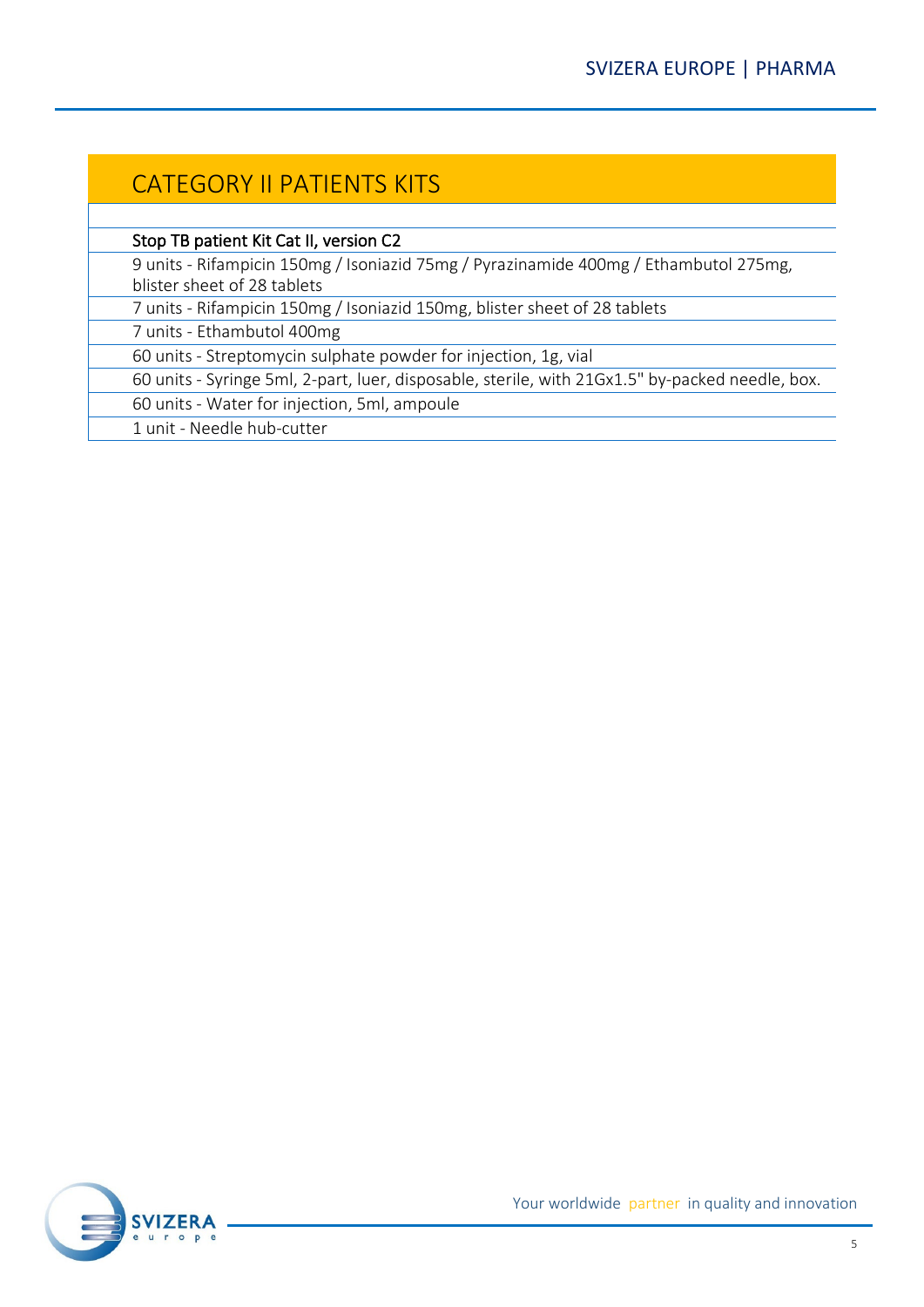## CATEGORY II PATIENTS KITS

**Stop TB patient Kit Cat II, version C2**

- 9 units - Rifampicin 150mg / Isoniazid 75mg / Pyrazinamide 400mg / Ethambutol 275mg, blister sheet of 28 tablets
- 7 units - Rifampicin 150mg / Isoniazid 150mg, blister sheet of 28 tablets
- 7 units - Ethambutol 400mg
- 60 units - Streptomycin sulphate powder for injection, 1g, vial
- 60 units - Syringe 5ml, 2-part, luer, disposable, sterile, with 21Gx1.5" by-packed needle, box.
- 60 units - Water for injection, 5ml, ampoule
- 1 unit - Needle hub-cutter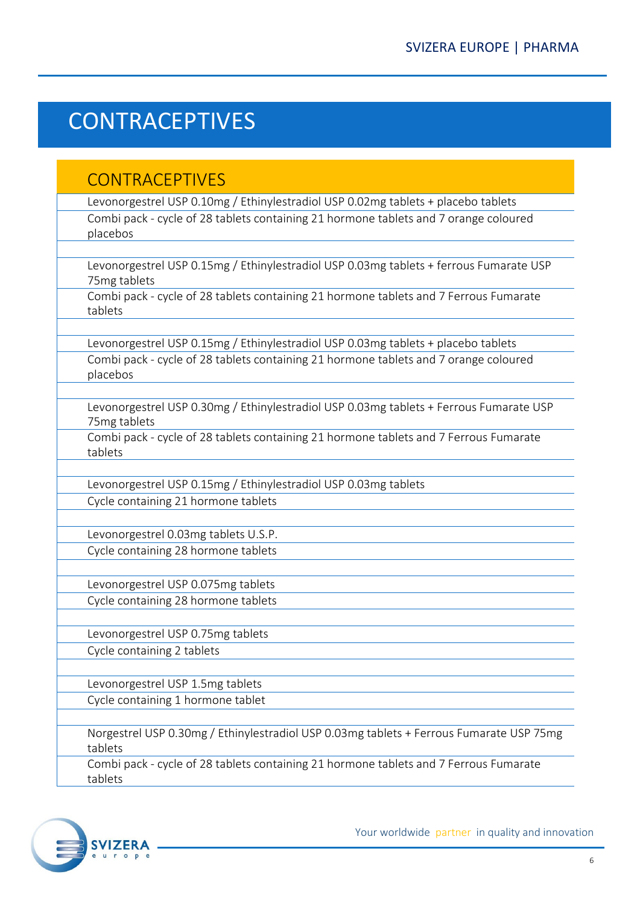# CONTRACEPTIVES

| CONTRACEPTIVES |
|---|
| Levonorgestrel USP 0.10mg / Ethinylestradiol USP 0.02mg tablets + placebo tablets |
| Combi pack - cycle of 28 tablets containing 21 hormone tablets and 7 orange coloured placebos |
| |
| Levonorgestrel USP 0.15mg / Ethinylestradiol USP 0.03mg tablets + ferrous Fumarate USP 75mg tablets |
| Combi pack - cycle of 28 tablets containing 21 hormone tablets and 7 Ferrous Fumarate tablets |
| |
| Levonorgestrel USP 0.15mg / Ethinylestradiol USP 0.03mg tablets + placebo tablets |
| Combi pack - cycle of 28 tablets containing 21 hormone tablets and 7 orange coloured placebos |
| |
| Levonorgestrel USP 0.30mg / Ethinylestradiol USP 0.03mg tablets + Ferrous Fumarate USP 75mg tablets |
| Combi pack - cycle of 28 tablets containing 21 hormone tablets and 7 Ferrous Fumarate tablets |
| |
| Levonorgestrel USP 0.15mg / Ethinylestradiol USP 0.03mg tablets |
| Cycle containing 21 hormone tablets |
| |
| Levonorgestrel 0.03mg tablets U.S.P. |
| Cycle containing 28 hormone tablets |
| |
| Levonorgestrel USP 0.075mg tablets |
| Cycle containing 28 hormone tablets |
| |
| Levonorgestrel USP 0.75mg tablets |
| Cycle containing 2 tablets |
| |
| Levonorgestrel USP 1.5mg tablets |
| Cycle containing 1 hormone tablet |
| |
| Norgestrel USP 0.30mg / Ethinylestradiol USP 0.03mg tablets + Ferrous Fumarate USP 75mg tablets |
| Combi pack - cycle of 28 tablets containing 21 hormone tablets and 7 Ferrous Fumarate tablets |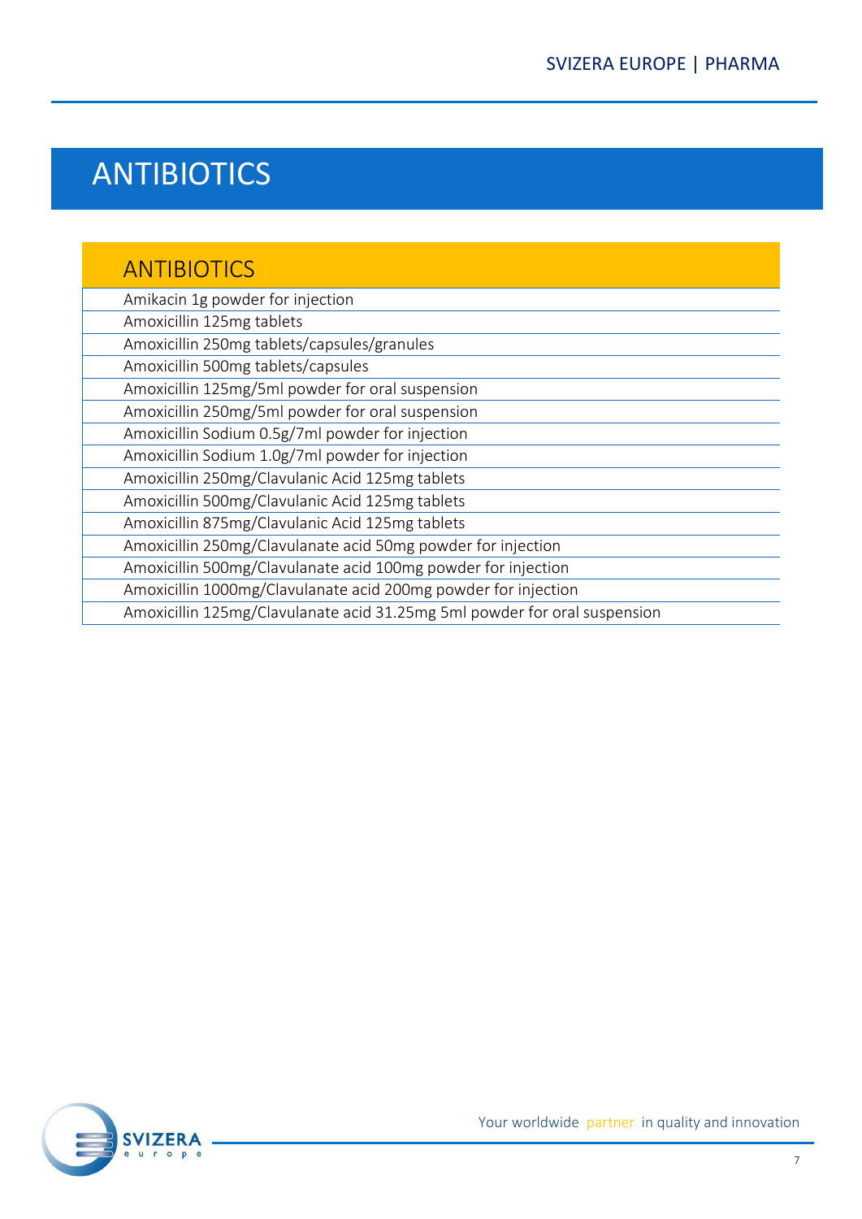# ANTIBIOTICS

| ANTIBIOTICS |
|---|
| Amikacin 1g powder for injection |
| Amoxicillin 125mg tablets |
| Amoxicillin 250mg tablets/capsules/granules |
| Amoxicillin 500mg tablets/capsules |
| Amoxicillin 125mg/5ml powder for oral suspension |
| Amoxicillin 250mg/5ml powder for oral suspension |
| Amoxicillin Sodium 0.5g/7ml powder for injection |
| Amoxicillin Sodium 1.0g/7ml powder for injection |
| Amoxicillin 250mg/Clavulanic Acid 125mg tablets |
| Amoxicillin 500mg/Clavulanic Acid 125mg tablets |
| Amoxicillin 875mg/Clavulanic Acid 125mg tablets |
| Amoxicillin 250mg/Clavulanate acid 50mg powder for injection |
| Amoxicillin 500mg/Clavulanate acid 100mg powder for injection |
| Amoxicillin 1000mg/Clavulanate acid 200mg powder for injection |
| Amoxicillin 125mg/Clavulanate acid 31.25mg 5ml powder for oral suspension |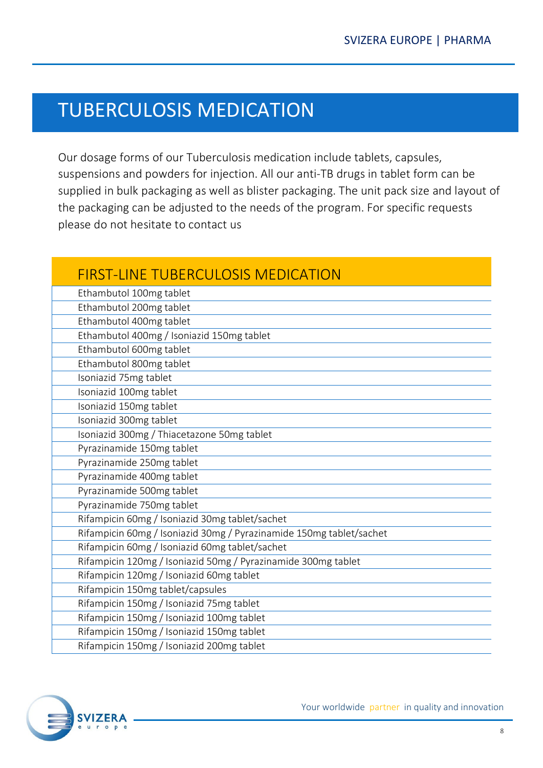# TUBERCULOSIS MEDICATION

Our dosage forms of our Tuberculosis medication include tablets, capsules, suspensions and powders for injection. All our anti-TB drugs in tablet form can be supplied in bulk packaging as well as blister packaging. The unit pack size and layout of the packaging can be adjusted to the needs of the program. For specific requests please do not hesitate to contact us

| FIRST-LINE TUBERCULOSIS MEDICATION |
|---|
| Ethambutol 100mg tablet |
| Ethambutol 200mg tablet |
| Ethambutol 400mg tablet |
| Ethambutol 400mg / Isoniazid 150mg tablet |
| Ethambutol 600mg tablet |
| Ethambutol 800mg tablet |
| Isoniazid 75mg tablet |
| Isoniazid 100mg tablet |
| Isoniazid 150mg tablet |
| Isoniazid 300mg tablet |
| Isoniazid 300mg / Thiacetazone 50mg tablet |
| Pyrazinamide 150mg tablet |
| Pyrazinamide 250mg tablet |
| Pyrazinamide 400mg tablet |
| Pyrazinamide 500mg tablet |
| Pyrazinamide 750mg tablet |
| Rifampicin 60mg / Isoniazid 30mg tablet/sachet |
| Rifampicin 60mg / Isoniazid 30mg / Pyrazinamide 150mg tablet/sachet |
| Rifampicin 60mg / Isoniazid 60mg tablet/sachet |
| Rifampicin 120mg / Isoniazid 50mg / Pyrazinamide 300mg tablet |
| Rifampicin 120mg / Isoniazid 60mg tablet |
| Rifampicin 150mg tablet/capsules |
| Rifampicin 150mg / Isoniazid 75mg tablet |
| Rifampicin 150mg / Isoniazid 100mg tablet |
| Rifampicin 150mg / Isoniazid 150mg tablet |
| Rifampicin 150mg / Isoniazid 200mg tablet |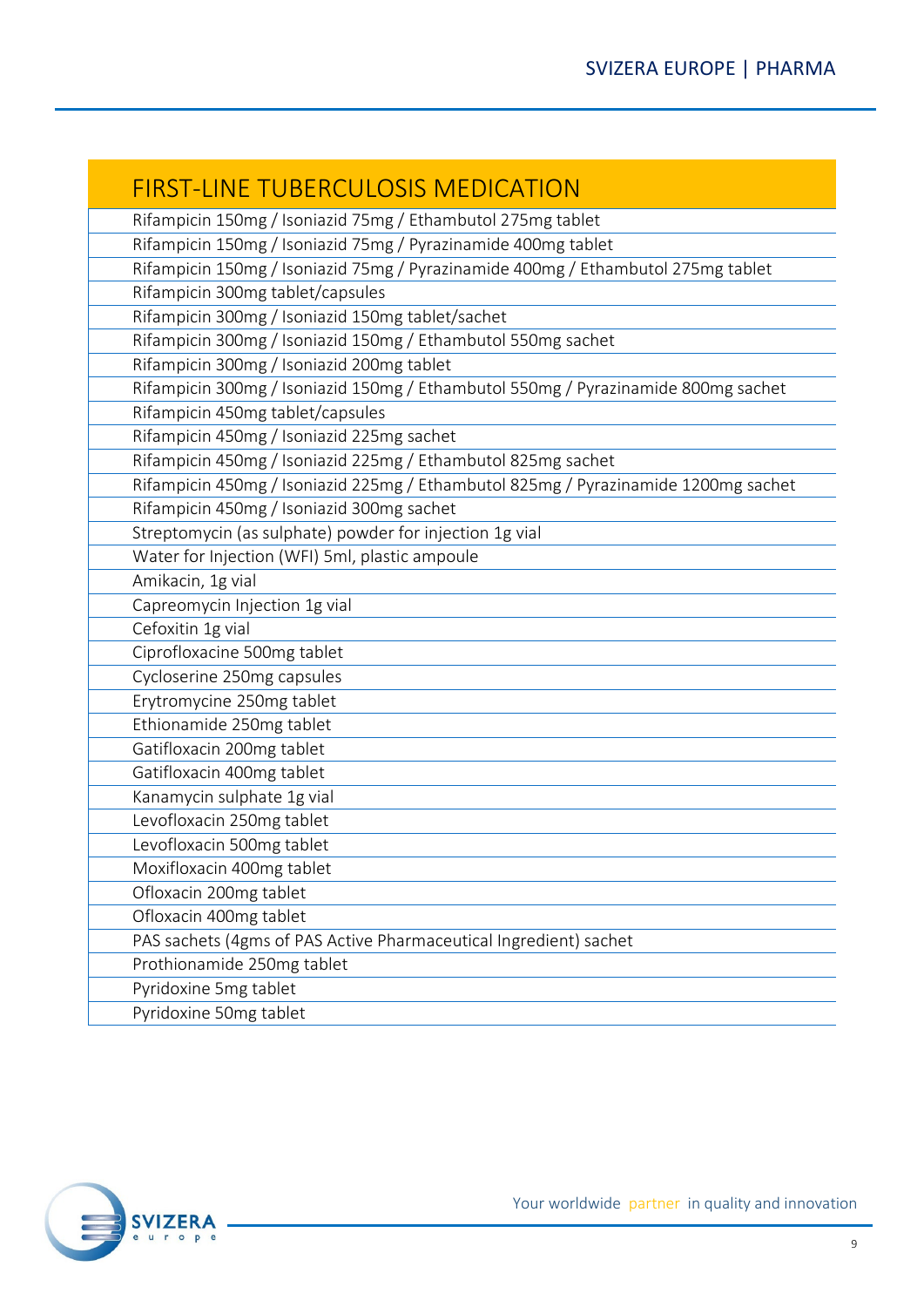| FIRST-LINE TUBERCULOSIS MEDICATION |
|---|
| Rifampicin 150mg / Isoniazid 75mg / Ethambutol 275mg tablet |
| Rifampicin 150mg / Isoniazid 75mg / Pyrazinamide 400mg tablet |
| Rifampicin 150mg / Isoniazid 75mg / Pyrazinamide 400mg / Ethambutol 275mg tablet |
| Rifampicin 300mg tablet/capsules |
| Rifampicin 300mg / Isoniazid 150mg tablet/sachet |
| Rifampicin 300mg / Isoniazid 150mg / Ethambutol 550mg sachet |
| Rifampicin 300mg / Isoniazid 200mg tablet |
| Rifampicin 300mg / Isoniazid 150mg / Ethambutol 550mg / Pyrazinamide 800mg sachet |
| Rifampicin 450mg tablet/capsules |
| Rifampicin 450mg / Isoniazid 225mg sachet |
| Rifampicin 450mg / Isoniazid 225mg / Ethambutol 825mg sachet |
| Rifampicin 450mg / Isoniazid 225mg / Ethambutol 825mg / Pyrazinamide 1200mg sachet |
| Rifampicin 450mg / Isoniazid 300mg sachet |
| Streptomycin (as sulphate) powder for injection 1g vial |
| Water for Injection (WFI) 5ml, plastic ampoule |
| Amikacin, 1g vial |
| Capreomycin Injection 1g vial |
| Cefoxitin 1g vial |
| Ciprofloxacine 500mg tablet |
| Cycloserine 250mg capsules |
| Erytromycine 250mg tablet |
| Ethionamide 250mg tablet |
| Gatifloxacin 200mg tablet |
| Gatifloxacin 400mg tablet |
| Kanamycin sulphate 1g vial |
| Levofloxacin 250mg tablet |
| Levofloxacin 500mg tablet |
| Moxifloxacin 400mg tablet |
| Ofloxacin 200mg tablet |
| Ofloxacin 400mg tablet |
| PAS sachets (4gms of PAS Active Pharmaceutical Ingredient) sachet |
| Prothionamide 250mg tablet |
| Pyridoxine 5mg tablet |
| Pyridoxine 50mg tablet |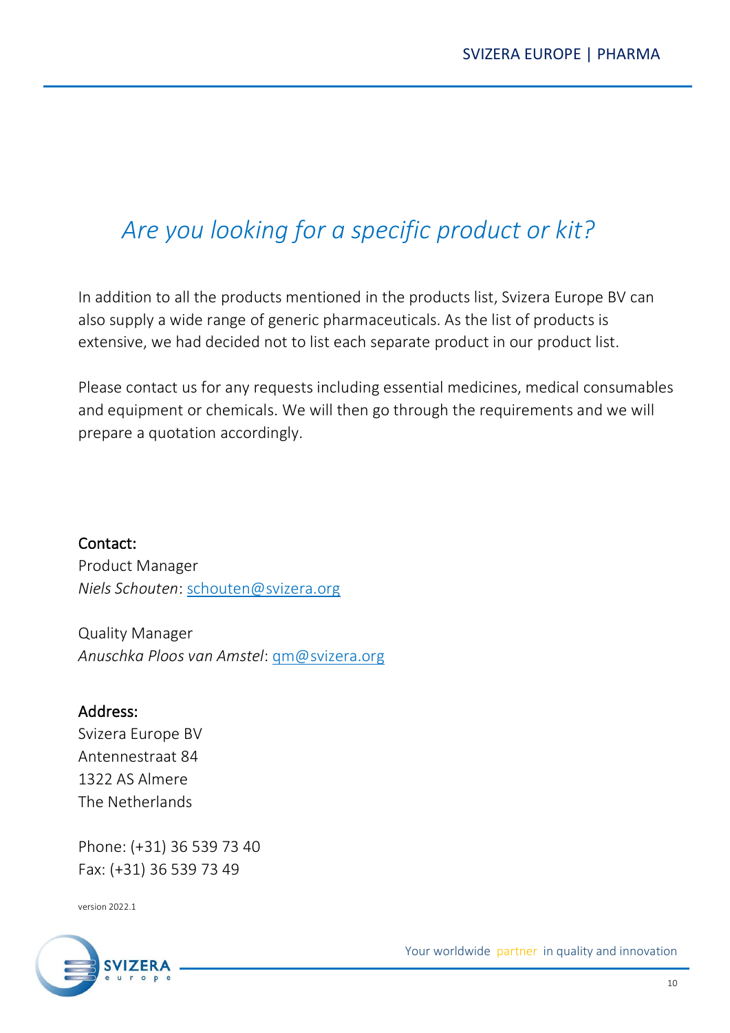# *Are you looking for a specific product or kit?*

In addition to all the products mentioned in the products list, Svizera Europe BV can also supply a wide range of generic pharmaceuticals. As the list of products is extensive, we had decided not to list each separate product in our product list.

Please contact us for any requests including essential medicines, medical consumables and equipment or chemicals. We will then go through the requirements and we will prepare a quotation accordingly.

**Contact:**

Product Manager
*Niels Schouten*: schouten@svizera.org

Quality Manager
*Anuschka Ploos van Amstel*: qm@svizera.org

**Address:**

Svizera Europe BV
Antennestraat 84
1322 AS Almere
The Netherlands

Phone: (+31) 36 539 73 40
Fax: (+31) 36 539 73 49

version 2022.1